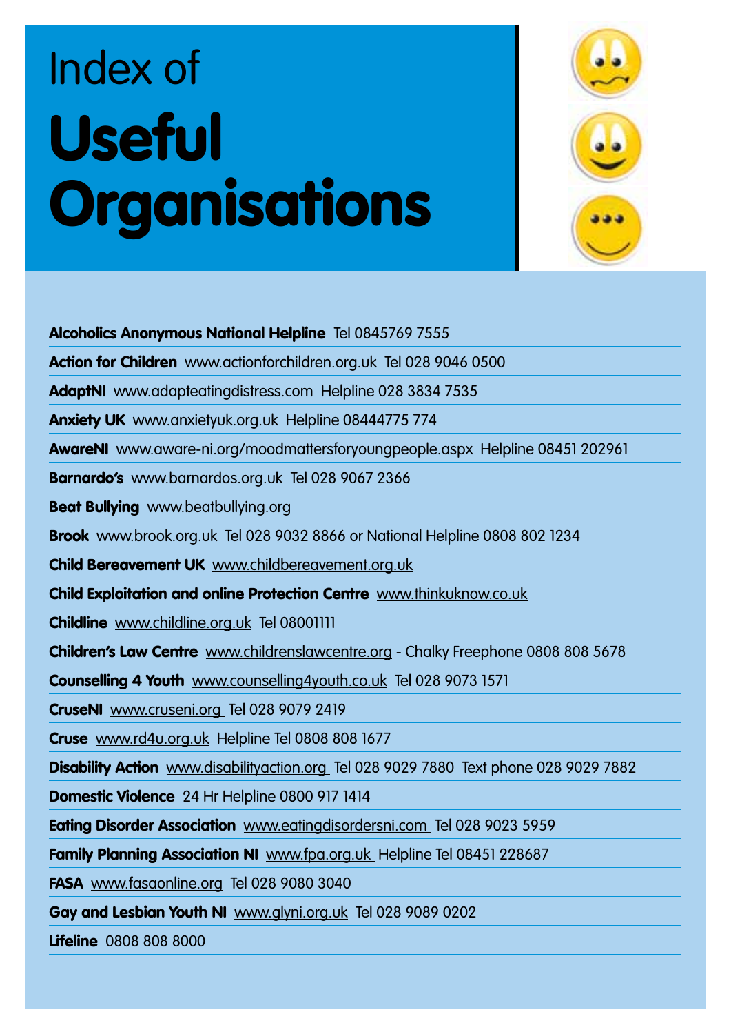# Index of Useful Organisations

**Alcoholics Anonymous National Helpline** Tel 0845769 7555

**Action for Children** www.actionforchildren.org.uk Tel 028 9046 0500

**AdaptNI** www.adapteatingdistress.com Helpline 028 3834 7535

**Anxiety UK** www.anxietyuk.org.uk Helpline 08444775 774

**AwareNI** www.aware-ni.org/moodmattersforyoungpeople.aspx Helpline 08451 202961

**Barnardo's** www.barnardos.org.uk Tel 028 9067 2366

**Beat Bullying** www.beatbullying.org

**Brook** www.brook.org.uk Tel 028 9032 8866 or National Helpline 0808 802 1234

**Child Bereavement UK** www.childbereavement.org.uk

**Child Exploitation and online Protection Centre** www.thinkuknow.co.uk

**Childline** www.childline.org.uk Tel 08001111

**Children's Law Centre** www.childrenslawcentre.org - Chalky Freephone 0808 808 5678

**Counselling 4 Youth** www.counselling4youth.co.uk Tel 028 9073 1571

**CruseNI** www.cruseni.org Tel 028 9079 2419

**Cruse** www.rd4u.org.uk Helpline Tel 0808 808 1677

**Disability Action** www.disabilityaction.org Tel 028 9029 7880 Text phone 028 9029 7882

**Domestic Violence** 24 Hr Helpline 0800 917 1414

**Eating Disorder Association** www.eatingdisordersni.com Tel 028 9023 5959

**Family Planning Association NI** www.fpa.org.uk Helpline Tel 08451 228687

**FASA** www.fasaonline.org Tel 028 9080 3040

**Gay and Lesbian Youth NI** www.glyni.org.uk Tel 028 9089 0202

**Lifeline** 0808 808 8000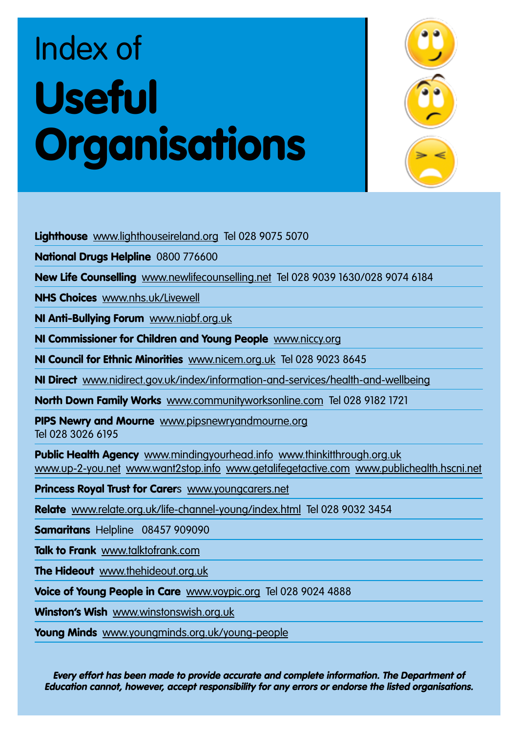# Index of **Useful Organisations**

**Lighthouse** www.lighthouseireland.org Tel 028 9075 5070

**National Drugs Helpline** 0800 776600

**New Life Counselling** www.newlifecounselling.net Tel 028 9039 1630/028 9074 6184

**NHS Choices** www.nhs.uk/Livewell

**NI Anti-Bullying Forum** www.niabf.org.uk

**NI Commissioner for Children and Young People** www.niccy.org

**NI Council for Ethnic Minorities** www.nicem.org.uk Tel 028 9023 8645

**NI Direct** www.nidirect.gov.uk/index/information-and-services/health-and-wellbeing

**North Down Family Works** www.communityworksonline.com Tel 028 9182 1721

**PIPS Newry and Mourne** www.pipsnewryandmourne.org
Tel 028 3026 6195

**Public Health Agency** www.mindingyourhead.info www.thinkitthrough.org.uk www.up-2-you.net www.want2stop.info www.getalifegetactive.com www.publichealth.hscni.net

**Princess Royal Trust for Carer**s www.youngcarers.net

**Relate** www.relate.org.uk/life-channel-young/index.html Tel 028 9032 3454

**Samaritans** Helpline 08457 909090

**Talk to Frank** www.talktofrank.com

**The Hideout** www.thehideout.org.uk

**Voice of Young People in Care** www.voypic.org Tel 028 9024 4888

**Winston's Wish** www.winstonswish.org.uk

**Young Minds** www.youngminds.org.uk/young-people

***Every effort has been made to provide accurate and complete information. The Department of Education cannot, however, accept responsibility for any errors or endorse the listed organisations.***